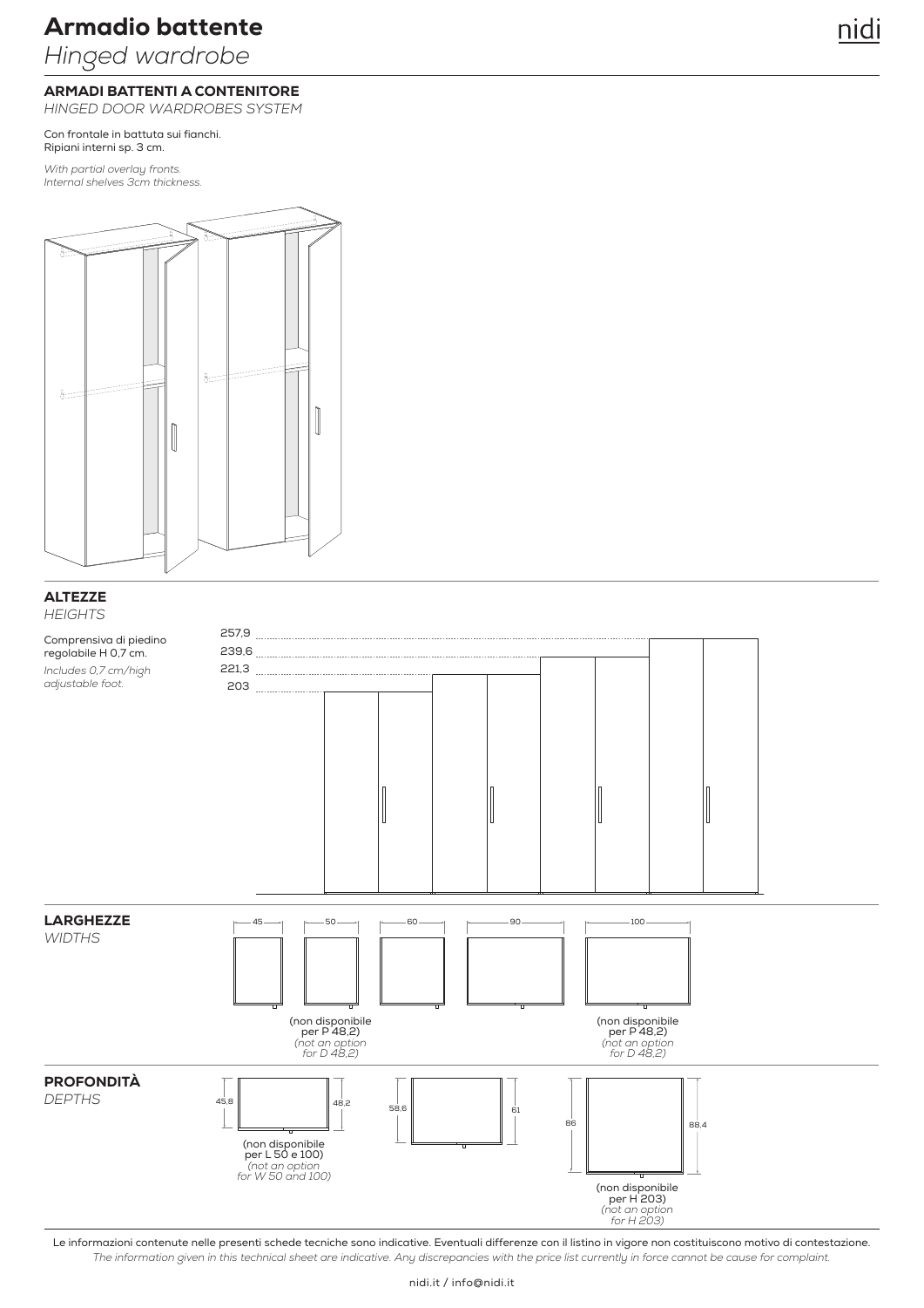# Armadio battente

*Hinged wardrobe*

## ARMADI BATTENTI A CONTENITORE

*HINGED DOOR WARDROBES SYSTEM*

Con frontale in battuta sui fianchi.
Ripiani interni sp. 3 cm.

*With partial overlay fronts.*
*Internal shelves 3cm thickness.*

## ALTEZZE

*HEIGHTS*

Comprensiva di piedino regolabile H 0,7 cm.

*Includes 0,7 cm/high adjustable foot.*

257,9
239,6
221,3
203

## LARGHEZZE

*WIDTHS*

45 — 50 — 60 — 90 — 100

50: (non disponibile per P 48,2) *(not an option for D 48,2)*

100: (non disponibile per P 48,2) *(not an option for D 48,2)*

## PROFONDITÀ

*DEPTHS*

45,8 / 48,2 — (non disponibile per L 50 e 100) *(not an option for W 50 and 100)*

58,6 / 61

86 / 88,4 — (non disponibile per H 203) *(not an option for H 203)*

Le informazioni contenute nelle presenti schede tecniche sono indicative. Eventuali differenze con il listino in vigore non costituiscono motivo di contestazione.
*The information given in this technical sheet are indicative. Any discrepancies with the price list currently in force cannot be cause for complaint.*

nidi.it / info@nidi.it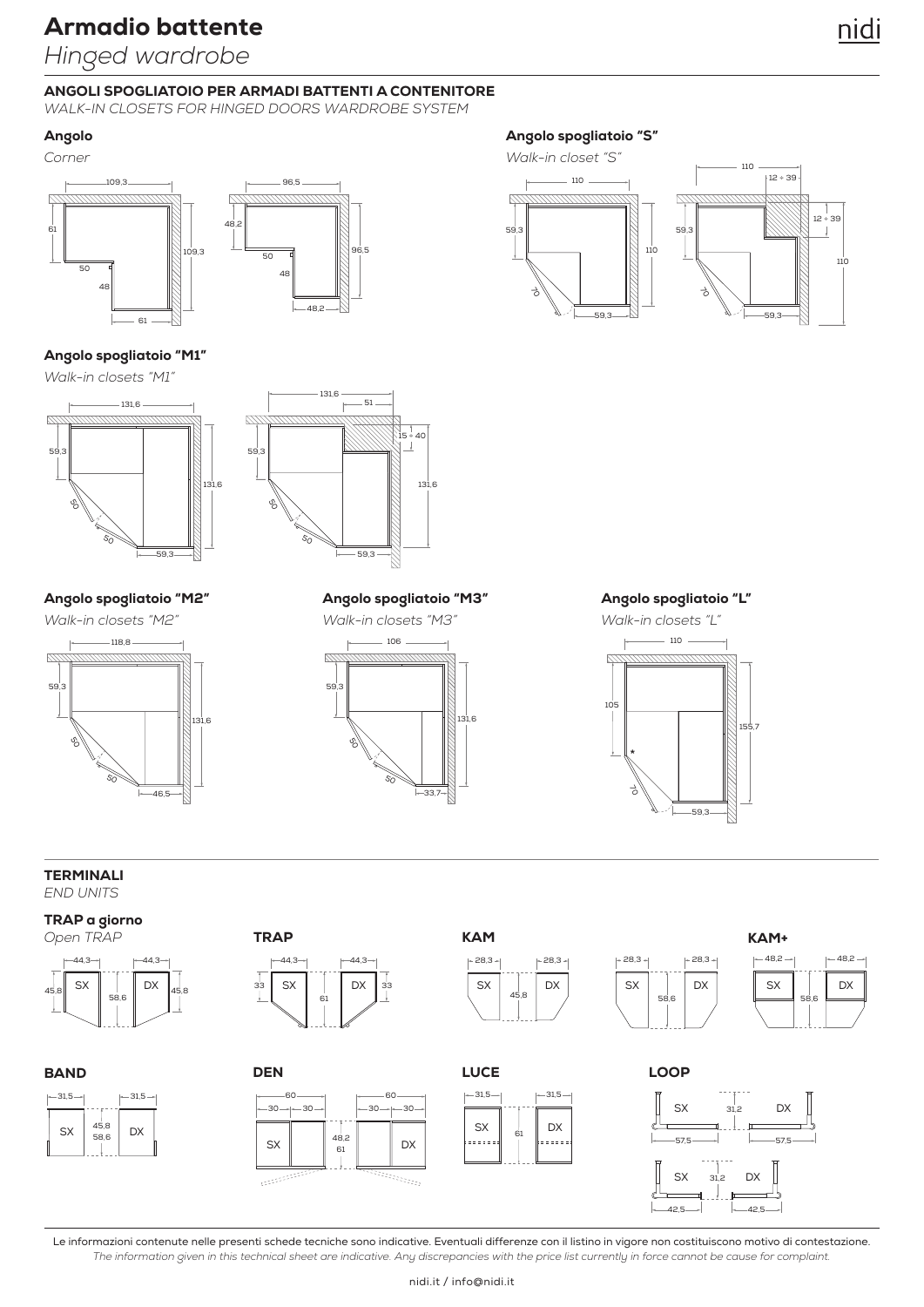# Armadio battente

*Hinged wardrobe*

## ANGOLI SPOGLIATOIO PER ARMADI BATTENTI A CONTENITORE

*WALK-IN CLOSETS FOR HINGED DOORS WARDROBE SYSTEM*

### Angolo

*Corner*

109,3 — 61 — 50 — 48 — 109,3 — 61

96,5 — 48,2 — 50 — 48 — 96,5 — 48,2

### Angolo spogliatoio "S"

*Walk-in closet "S"*

110 — 59,3 — 110 — 70 — 59,3

110 — 12 ÷ 39 — 59,3 — 12 ÷ 39 — 110 — 70 — 59,3

### Angolo spogliatoio "M1"

*Walk-in closets "M1"*

131,6 — 59,3 — 131,6 — 50 — 50 — 59,3

131,6 — 51 — 59,3 — 15 ÷ 40 — 131,6 — 50 — 50 — 59,3

### Angolo spogliatoio "M2"

*Walk-in closets "M2"*

118,8 — 59,3 — 131,6 — 50 — 50 — 46,5

### Angolo spogliatoio "M3"

*Walk-in closets "M3"*

106 — 59,3 — 131,6 — 50 — 50 — 33,7

### Angolo spogliatoio "L"

*Walk-in closets "L"*

110 — 105 — 155,7 — * — 70 — 59,3

## TERMINALI

*END UNITS*

### TRAP a giorno

*Open TRAP*

SX — DX — 44,3 — 44,3 — 45,8 — 58,6 — 45,8

### TRAP

SX — DX — 44,3 — 44,3 — 33 — 61 — 33

### KAM

SX — DX — 28,3 — 28,3 — 45,8

SX — DX — 28,3 — 28,3 — 58,6

### KAM+

SX — DX — 48,2 — 48,2 — 58,6

### BAND

SX — DX — 31,5 — 31,5 — 45,8 — 58,6

### DEN

SX — DX — 60 — 30 — 30 — 60 — 30 — 30 — 48,2 — 61

### LUCE

SX — DX — 31,5 — 31,5 — 61

### LOOP

SX — DX — 31,2 — 57,5 — 57,5

SX — DX — 31,2 — 42,5 — 42,5

Le informazioni contenute nelle presenti schede tecniche sono indicative. Eventuali differenze con il listino in vigore non costituiscono motivo di contestazione.

*The information given in this technical sheet are indicative. Any discrepancies with the price list currently in force cannot be cause for complaint.*

nidi.it / info@nidi.it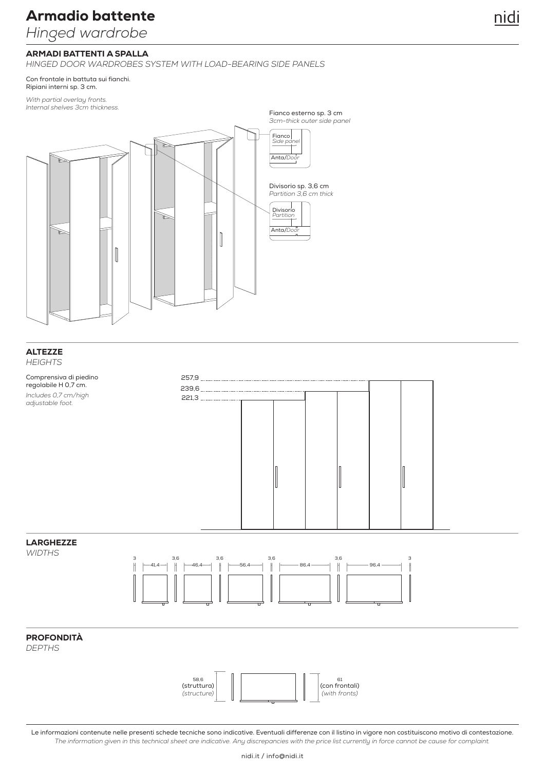# Armadio battente
*Hinged wardrobe*

## ARMADI BATTENTI A SPALLA
*HINGED DOOR WARDROBES SYSTEM WITH LOAD-BEARING SIDE PANELS*

Con frontale in battuta sui fianchi.
Ripiani interni sp. 3 cm.

*With partial overlay fronts.*
*Internal shelves 3cm thickness.*

Fianco esterno sp. 3 cm
*3cm-thick outer side panel*

Fianco
*Side panel*

Anta/*Door*

Divisorio sp. 3,6 cm
*Partition 3,6 cm thick*

Divisorio
*Partition*

Anta/*Door*

## ALTEZZE
*HEIGHTS*

Comprensiva di piedino regolabile H 0,7 cm.

*Includes 0,7 cm/high adjustable foot.*

257,9

239,6

221,3

## LARGHEZZE
*WIDTHS*

3 | 41,4 | 3,6 | 46,4 | 3,6 | 56,4 | 3,6 | 86,4 | 3,6 | 96,4 | 3

## PROFONDITÀ
*DEPTHS*

58,6 (struttura) *(structure)*

61 (con frontali) *(with fronts)*

Le informazioni contenute nelle presenti schede tecniche sono indicative. Eventuali differenze con il listino in vigore non costituiscono motivo di contestazione.
*The information given in this technical sheet are indicative. Any discrepancies with the price list currently in force cannot be cause for complaint.*

nidi.it / info@nidi.it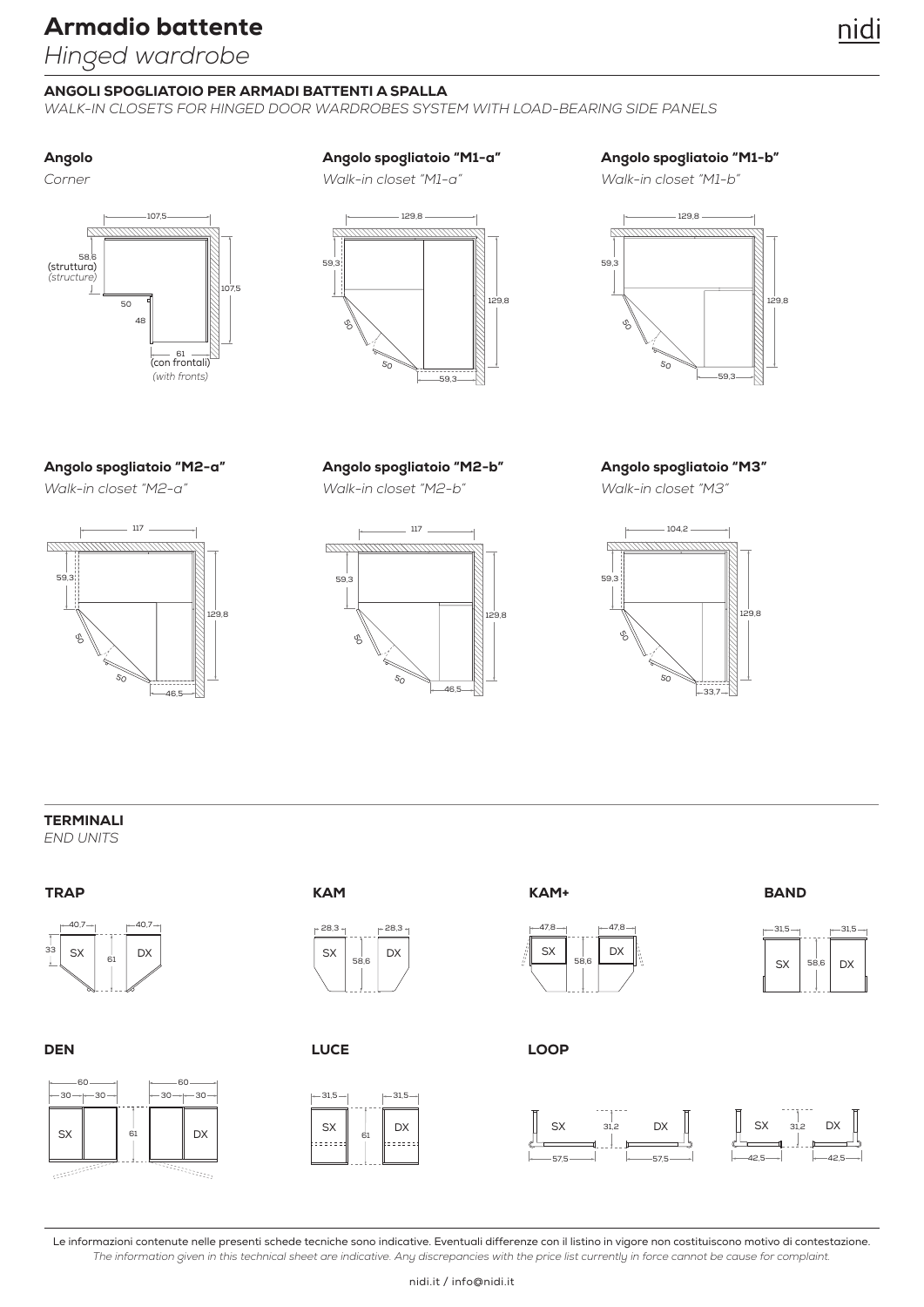# Armadio battente

*Hinged wardrobe*

## ANGOLI SPOGLIATOIO PER ARMADI BATTENTI A SPALLA

*WALK-IN CLOSETS FOR HINGED DOOR WARDROBES SYSTEM WITH LOAD-BEARING SIDE PANELS*

### Angolo

*Corner*

107,5 — 58,6 (struttura) *(structure)* — 50 — 48 — 107,5 — 61 (con frontali) *(with fronts)*

### Angolo spogliatoio "M1-a"

*Walk-in closet "M1-a"*

129,8 — 59,3 — 50 — 50 — 129,8 — 59,3

### Angolo spogliatoio "M1-b"

*Walk-in closet "M1-b"*

129,8 — 59,3 — 50 — 50 — 129,8 — 59,3

### Angolo spogliatoio "M2-a"

*Walk-in closet "M2-a"*

117 — 59,3 — 50 — 50 — 129,8 — 46,5

### Angolo spogliatoio "M2-b"

*Walk-in closet "M2-b"*

117 — 59,3 — 50 — 50 — 129,8 — 46,5

### Angolo spogliatoio "M3"

*Walk-in closet "M3"*

104,2 — 59,3 — 50 — 50 — 129,8 — 33,7

## TERMINALI

*END UNITS*

### TRAP

SX 40,7 — DX 40,7 — 33 — 61

### KAM

SX 28,3 — DX 28,3 — 58,6

### KAM+

SX 47,8 — DX 47,8 — 58,6

### BAND

SX 31,5 — DX 31,5 — 58,6

### DEN

SX 60 (30 — 30) — DX 60 (30 — 30) — 61

### LUCE

SX 31,5 — DX 31,5 — 61

### LOOP

SX 57,5 — DX 57,5 — 31,2

SX 42,5 — DX 42,5 — 31,2

Le informazioni contenute nelle presenti schede tecniche sono indicative. Eventuali differenze con il listino in vigore non costituiscono motivo di contestazione.
*The information given in this technical sheet are indicative. Any discrepancies with the price list currently in force cannot be cause for complaint.*

nidi.it / info@nidi.it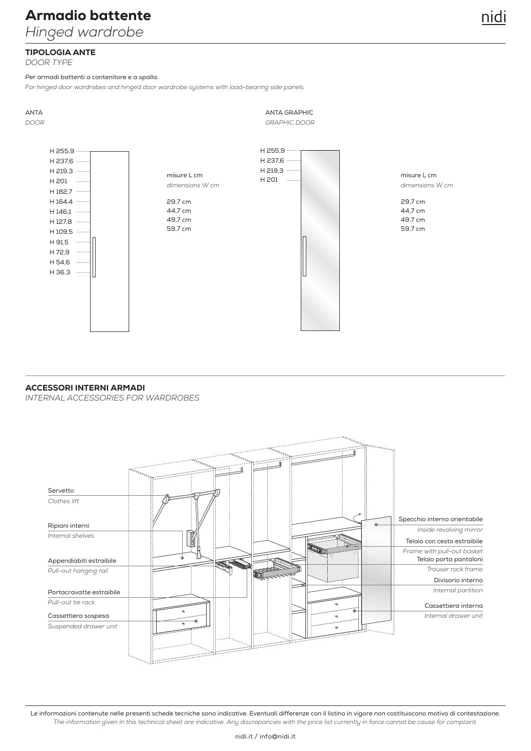# Armadio battente

*Hinged wardrobe*

## TIPOLOGIA ANTE

*DOOR TYPE*

**Per armadi battenti a contenitore e a spalla.**

*For hinged door wardrobes and hinged door wardrobe systems with load-bearing side panels*

### ANTA

*DOOR*

H 255,9
H 237,6
H 219,3
H 201
H 182,7
H 164,4
H 146,1
H 127,8
H 109,5
H 91,5
H 72,9
H 54,6
H 36,3

misure L cm

*dimensions W cm*

29,7 cm
44,7 cm
49,7 cm
59,7 cm

### ANTA GRAPHIC

*GRAPHIC DOOR*

H 255,9
H 237,6
H 219,3
H 201

misure L cm

*dimensions W cm*

29,7 cm
44,7 cm
49,7 cm
59,7 cm

## ACCESSORI INTERNI ARMADI

*INTERNAL ACCESSORIES FOR WARDROBES*

Servetto
*Clothes lift*

Ripiani interni
*Internal shelves*

Appendiabiti estraibile
*Pull-out hanging rail*

Portacravatte estraibile
*Pull-out tie rack*

Cassettiera sospesa
*Suspended drawer unit*

Specchio interno orientabile
*Inside revolving mirror*

Telaio con cesto estraibile
*Frame with pull-out basket*

Telaio porta pantaloni
*Trouser rack frame*

Divisorio interno
*Internal partition*

Cassettiera interna
*Internal drawer unit*

Le informazioni contenute nelle presenti schede tecniche sono indicative. Eventuali differenze con il listino in vigore non costituiscono motivo di contestazione.

*The information given in this technical sheet are indicative. Any discrepancies with the price list currently in force cannot be cause for complaint.*

nidi.it / info@nidi.it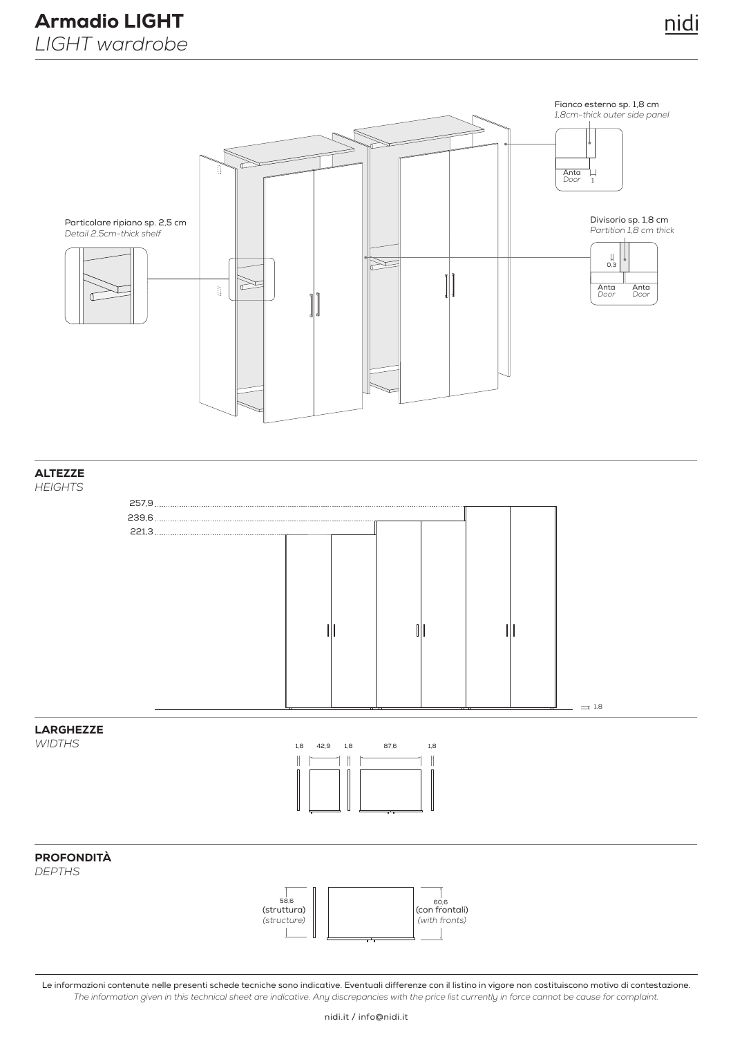# Armadio LIGHT
*LIGHT wardrobe*

Fianco esterno sp. 1,8 cm
*1,8cm-thick outer side panel*

Anta
*Door*
1

Particolare ripiano sp. 2,5 cm
*Detail 2,5cm-thick shelf*

Divisorio sp. 1,8 cm
*Partition 1,8 cm thick*

0,3

Anta *Door* Anta *Door*

## ALTEZZE
*HEIGHTS*

257,9
239,6
221,3

1,8

## LARGHEZZE
*WIDTHS*

1,8 42,9 1,8 87,6 1,8

## PROFONDITÀ
*DEPTHS*

58,6 (struttura) *(structure)*

60,6 (con frontali) *(with fronts)*

Le informazioni contenute nelle presenti schede tecniche sono indicative. Eventuali differenze con il listino in vigore non costituiscono motivo di contestazione.
*The information given in this technical sheet are indicative. Any discrepancies with the price list currently in force cannot be cause for complaint.*

nidi.it / info@nidi.it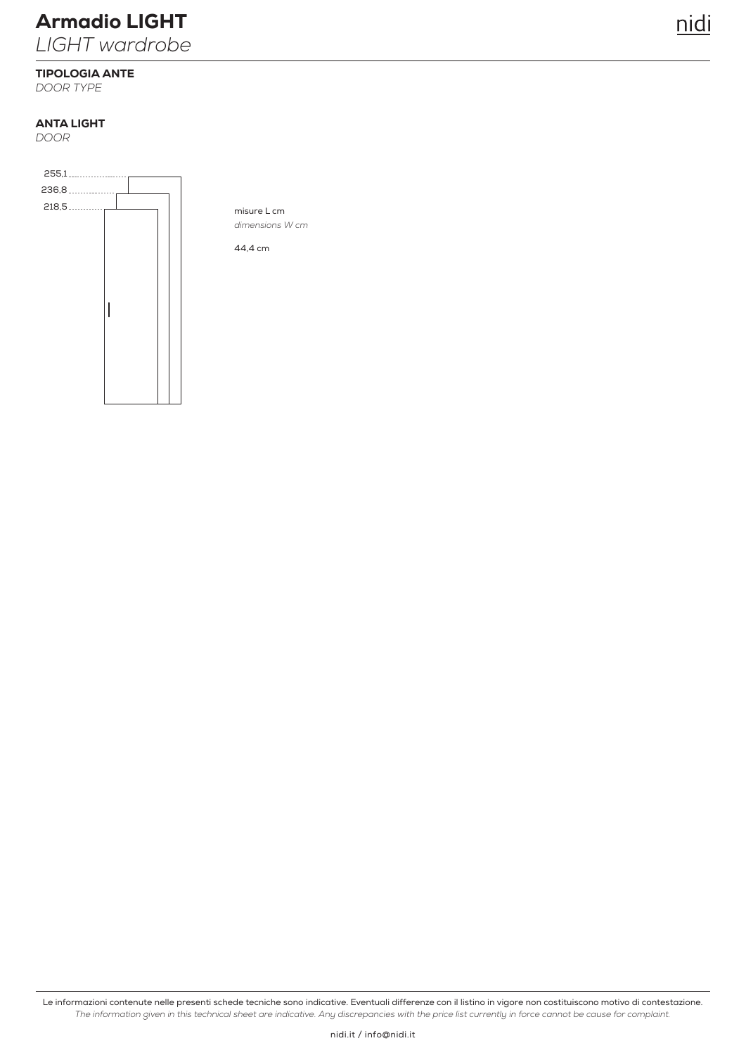# Armadio LIGHT
*LIGHT wardrobe*

**TIPOLOGIA ANTE**
*DOOR TYPE*

**ANTA LIGHT**
*DOOR*

255,1
236,8
218,5

misure L cm
*dimensions W cm*

44,4 cm

Le informazioni contenute nelle presenti schede tecniche sono indicative. Eventuali differenze con il listino in vigore non costituiscono motivo di contestazione.
*The information given in this technical sheet are indicative. Any discrepancies with the price list currently in force cannot be cause for complaint.*

nidi.it / info@nidi.it